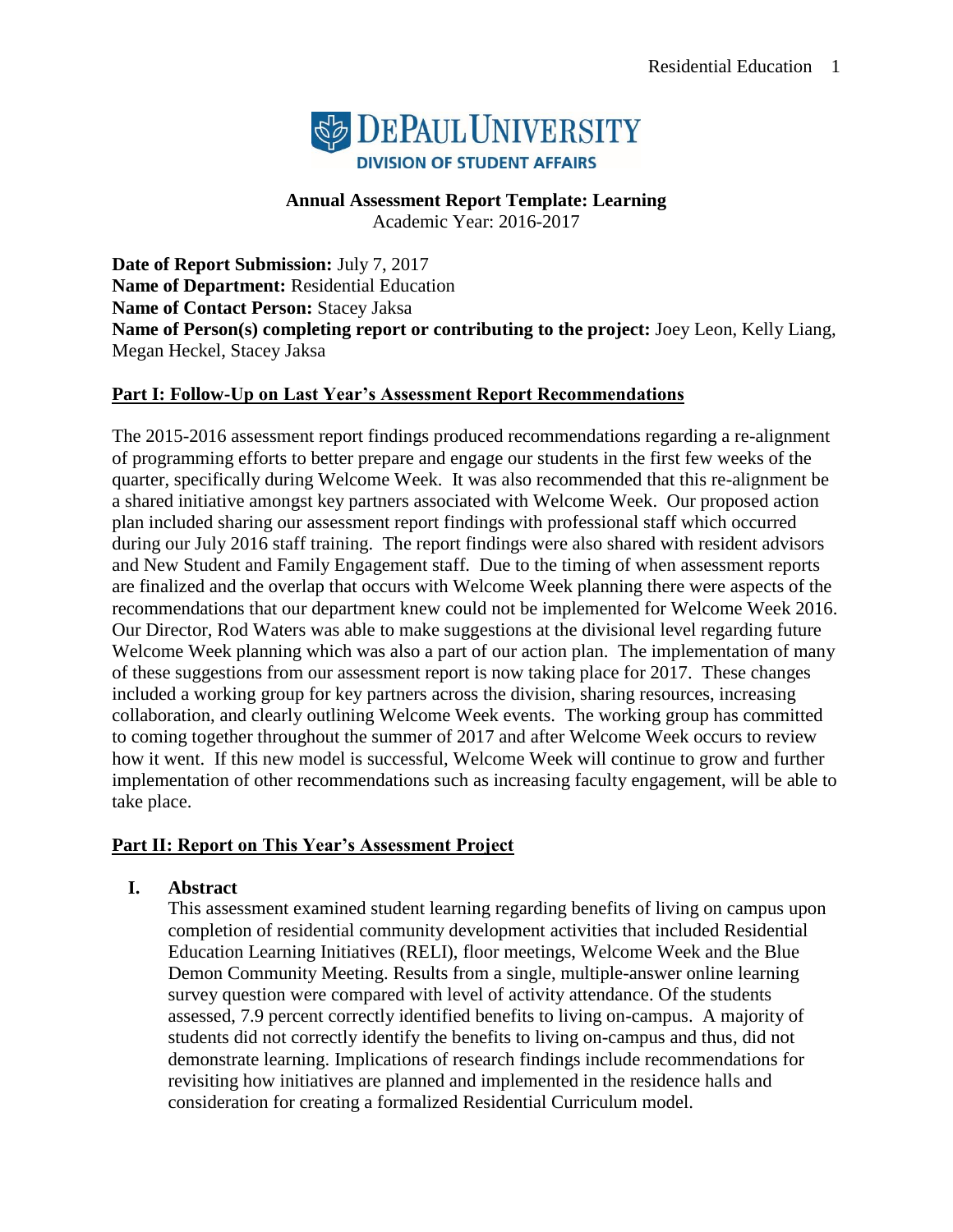DEPAUL UNIVERSITY
DIVISION OF STUDENT AFFAIRS

**Annual Assessment Report Template: Learning**
Academic Year: 2016-2017

**Date of Report Submission:** July 7, 2017
**Name of Department:** Residential Education
**Name of Contact Person:** Stacey Jaksa
**Name of Person(s) completing report or contributing to the project:** Joey Leon, Kelly Liang, Megan Heckel, Stacey Jaksa

## Part I: Follow-Up on Last Year's Assessment Report Recommendations

The 2015-2016 assessment report findings produced recommendations regarding a re-alignment of programming efforts to better prepare and engage our students in the first few weeks of the quarter, specifically during Welcome Week. It was also recommended that this re-alignment be a shared initiative amongst key partners associated with Welcome Week. Our proposed action plan included sharing our assessment report findings with professional staff which occurred during our July 2016 staff training. The report findings were also shared with resident advisors and New Student and Family Engagement staff. Due to the timing of when assessment reports are finalized and the overlap that occurs with Welcome Week planning there were aspects of the recommendations that our department knew could not be implemented for Welcome Week 2016. Our Director, Rod Waters was able to make suggestions at the divisional level regarding future Welcome Week planning which was also a part of our action plan. The implementation of many of these suggestions from our assessment report is now taking place for 2017. These changes included a working group for key partners across the division, sharing resources, increasing collaboration, and clearly outlining Welcome Week events. The working group has committed to coming together throughout the summer of 2017 and after Welcome Week occurs to review how it went. If this new model is successful, Welcome Week will continue to grow and further implementation of other recommendations such as increasing faculty engagement, will be able to take place.

## Part II: Report on This Year's Assessment Project

### I. Abstract

This assessment examined student learning regarding benefits of living on campus upon completion of residential community development activities that included Residential Education Learning Initiatives (RELI), floor meetings, Welcome Week and the Blue Demon Community Meeting. Results from a single, multiple-answer online learning survey question were compared with level of activity attendance. Of the students assessed, 7.9 percent correctly identified benefits to living on-campus. A majority of students did not correctly identify the benefits to living on-campus and thus, did not demonstrate learning. Implications of research findings include recommendations for revisiting how initiatives are planned and implemented in the residence halls and consideration for creating a formalized Residential Curriculum model.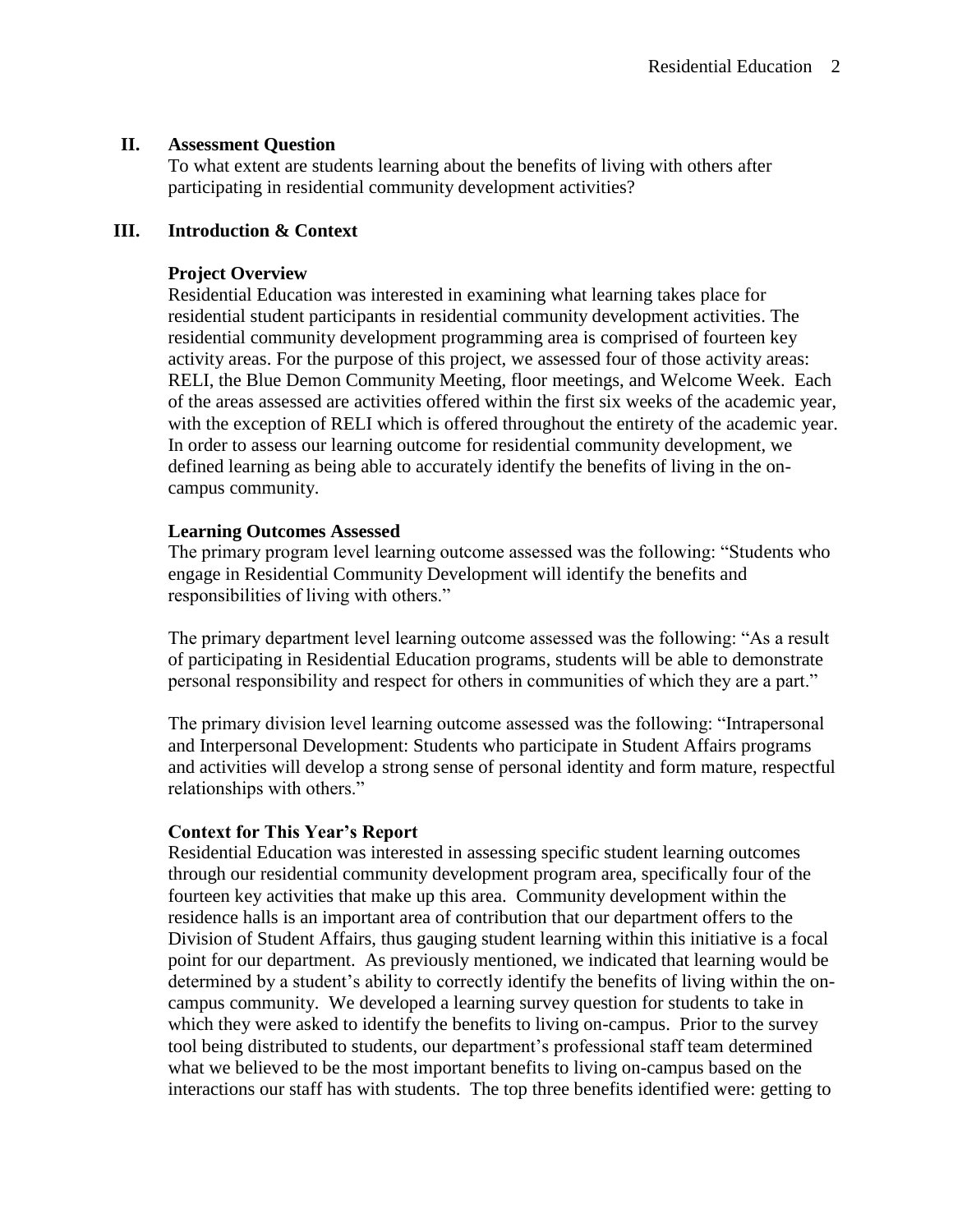## II. Assessment Question

To what extent are students learning about the benefits of living with others after participating in residential community development activities?

## III. Introduction & Context

### Project Overview

Residential Education was interested in examining what learning takes place for residential student participants in residential community development activities. The residential community development programming area is comprised of fourteen key activity areas. For the purpose of this project, we assessed four of those activity areas: RELI, the Blue Demon Community Meeting, floor meetings, and Welcome Week. Each of the areas assessed are activities offered within the first six weeks of the academic year, with the exception of RELI which is offered throughout the entirety of the academic year. In order to assess our learning outcome for residential community development, we defined learning as being able to accurately identify the benefits of living in the on-campus community.

### Learning Outcomes Assessed

The primary program level learning outcome assessed was the following: "Students who engage in Residential Community Development will identify the benefits and responsibilities of living with others."

The primary department level learning outcome assessed was the following: "As a result of participating in Residential Education programs, students will be able to demonstrate personal responsibility and respect for others in communities of which they are a part."

The primary division level learning outcome assessed was the following: "Intrapersonal and Interpersonal Development: Students who participate in Student Affairs programs and activities will develop a strong sense of personal identity and form mature, respectful relationships with others."

### Context for This Year's Report

Residential Education was interested in assessing specific student learning outcomes through our residential community development program area, specifically four of the fourteen key activities that make up this area. Community development within the residence halls is an important area of contribution that our department offers to the Division of Student Affairs, thus gauging student learning within this initiative is a focal point for our department. As previously mentioned, we indicated that learning would be determined by a student's ability to correctly identify the benefits of living within the on-campus community. We developed a learning survey question for students to take in which they were asked to identify the benefits to living on-campus. Prior to the survey tool being distributed to students, our department's professional staff team determined what we believed to be the most important benefits to living on-campus based on the interactions our staff has with students. The top three benefits identified were: getting to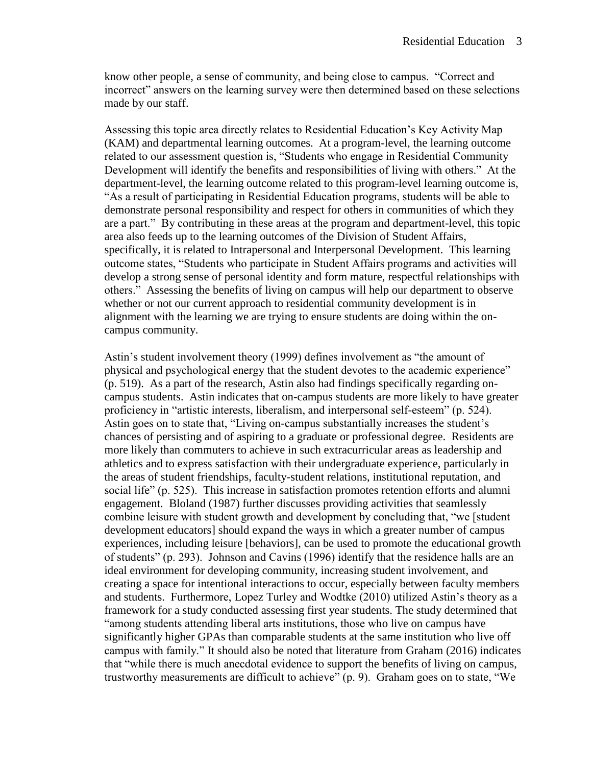know other people, a sense of community, and being close to campus. "Correct and incorrect" answers on the learning survey were then determined based on these selections made by our staff.

Assessing this topic area directly relates to Residential Education's Key Activity Map (KAM) and departmental learning outcomes. At a program-level, the learning outcome related to our assessment question is, "Students who engage in Residential Community Development will identify the benefits and responsibilities of living with others." At the department-level, the learning outcome related to this program-level learning outcome is, "As a result of participating in Residential Education programs, students will be able to demonstrate personal responsibility and respect for others in communities of which they are a part." By contributing in these areas at the program and department-level, this topic area also feeds up to the learning outcomes of the Division of Student Affairs, specifically, it is related to Intrapersonal and Interpersonal Development. This learning outcome states, "Students who participate in Student Affairs programs and activities will develop a strong sense of personal identity and form mature, respectful relationships with others." Assessing the benefits of living on campus will help our department to observe whether or not our current approach to residential community development is in alignment with the learning we are trying to ensure students are doing within the on-campus community.

Astin's student involvement theory (1999) defines involvement as "the amount of physical and psychological energy that the student devotes to the academic experience" (p. 519). As a part of the research, Astin also had findings specifically regarding on-campus students. Astin indicates that on-campus students are more likely to have greater proficiency in "artistic interests, liberalism, and interpersonal self-esteem" (p. 524). Astin goes on to state that, "Living on-campus substantially increases the student's chances of persisting and of aspiring to a graduate or professional degree. Residents are more likely than commuters to achieve in such extracurricular areas as leadership and athletics and to express satisfaction with their undergraduate experience, particularly in the areas of student friendships, faculty-student relations, institutional reputation, and social life" (p. 525). This increase in satisfaction promotes retention efforts and alumni engagement. Bloland (1987) further discusses providing activities that seamlessly combine leisure with student growth and development by concluding that, "we [student development educators] should expand the ways in which a greater number of campus experiences, including leisure [behaviors], can be used to promote the educational growth of students" (p. 293). Johnson and Cavins (1996) identify that the residence halls are an ideal environment for developing community, increasing student involvement, and creating a space for intentional interactions to occur, especially between faculty members and students. Furthermore, Lopez Turley and Wodtke (2010) utilized Astin's theory as a framework for a study conducted assessing first year students. The study determined that "among students attending liberal arts institutions, those who live on campus have significantly higher GPAs than comparable students at the same institution who live off campus with family." It should also be noted that literature from Graham (2016) indicates that "while there is much anecdotal evidence to support the benefits of living on campus, trustworthy measurements are difficult to achieve" (p. 9). Graham goes on to state, "We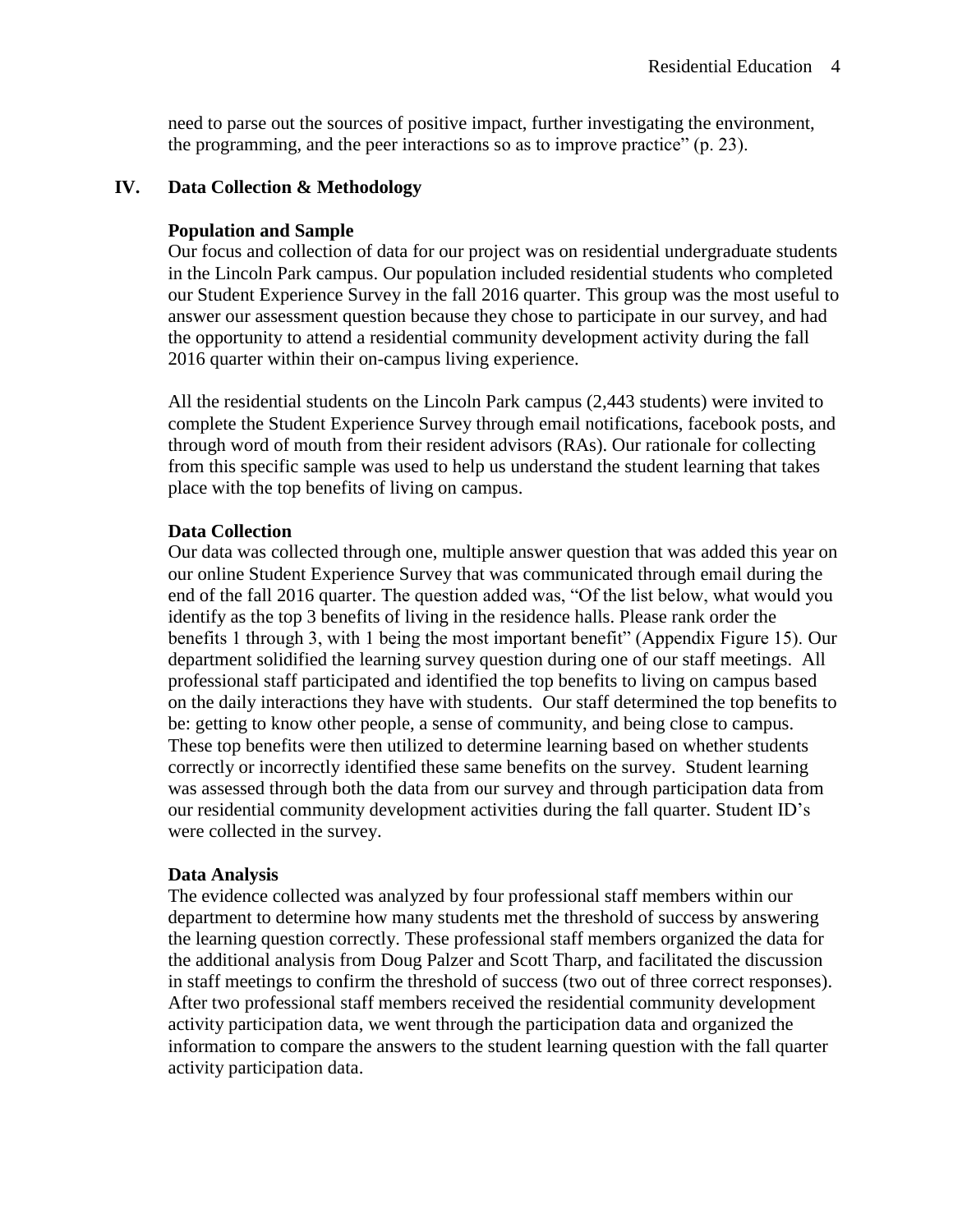need to parse out the sources of positive impact, further investigating the environment, the programming, and the peer interactions so as to improve practice" (p. 23).

## IV. Data Collection & Methodology

### Population and Sample

Our focus and collection of data for our project was on residential undergraduate students in the Lincoln Park campus. Our population included residential students who completed our Student Experience Survey in the fall 2016 quarter. This group was the most useful to answer our assessment question because they chose to participate in our survey, and had the opportunity to attend a residential community development activity during the fall 2016 quarter within their on-campus living experience.

All the residential students on the Lincoln Park campus (2,443 students) were invited to complete the Student Experience Survey through email notifications, facebook posts, and through word of mouth from their resident advisors (RAs). Our rationale for collecting from this specific sample was used to help us understand the student learning that takes place with the top benefits of living on campus.

### Data Collection

Our data was collected through one, multiple answer question that was added this year on our online Student Experience Survey that was communicated through email during the end of the fall 2016 quarter. The question added was, "Of the list below, what would you identify as the top 3 benefits of living in the residence halls. Please rank order the benefits 1 through 3, with 1 being the most important benefit" (Appendix Figure 15). Our department solidified the learning survey question during one of our staff meetings. All professional staff participated and identified the top benefits to living on campus based on the daily interactions they have with students. Our staff determined the top benefits to be: getting to know other people, a sense of community, and being close to campus. These top benefits were then utilized to determine learning based on whether students correctly or incorrectly identified these same benefits on the survey. Student learning was assessed through both the data from our survey and through participation data from our residential community development activities during the fall quarter. Student ID's were collected in the survey.

### Data Analysis

The evidence collected was analyzed by four professional staff members within our department to determine how many students met the threshold of success by answering the learning question correctly. These professional staff members organized the data for the additional analysis from Doug Palzer and Scott Tharp, and facilitated the discussion in staff meetings to confirm the threshold of success (two out of three correct responses). After two professional staff members received the residential community development activity participation data, we went through the participation data and organized the information to compare the answers to the student learning question with the fall quarter activity participation data.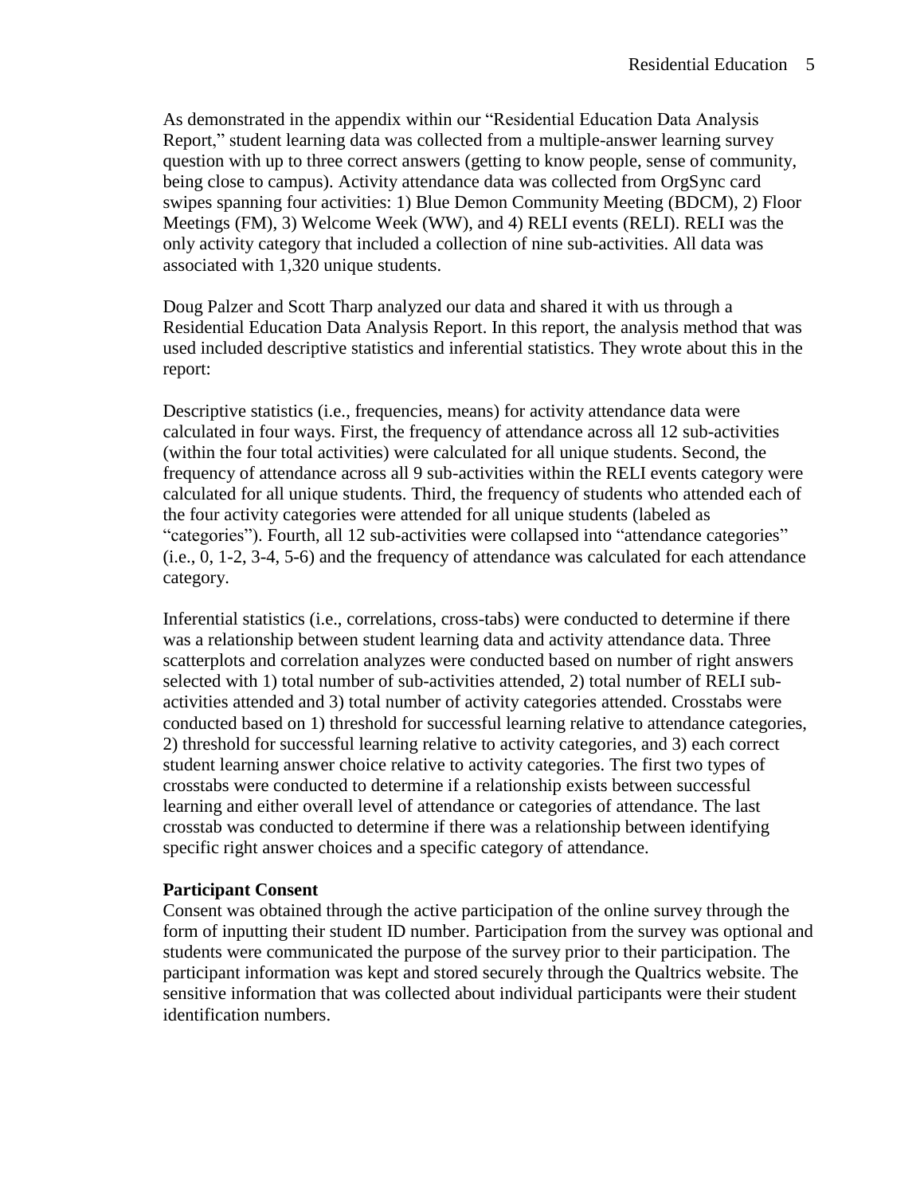As demonstrated in the appendix within our "Residential Education Data Analysis Report," student learning data was collected from a multiple-answer learning survey question with up to three correct answers (getting to know people, sense of community, being close to campus). Activity attendance data was collected from OrgSync card swipes spanning four activities: 1) Blue Demon Community Meeting (BDCM), 2) Floor Meetings (FM), 3) Welcome Week (WW), and 4) RELI events (RELI). RELI was the only activity category that included a collection of nine sub-activities. All data was associated with 1,320 unique students.

Doug Palzer and Scott Tharp analyzed our data and shared it with us through a Residential Education Data Analysis Report. In this report, the analysis method that was used included descriptive statistics and inferential statistics. They wrote about this in the report:

Descriptive statistics (i.e., frequencies, means) for activity attendance data were calculated in four ways. First, the frequency of attendance across all 12 sub-activities (within the four total activities) were calculated for all unique students. Second, the frequency of attendance across all 9 sub-activities within the RELI events category were calculated for all unique students. Third, the frequency of students who attended each of the four activity categories were attended for all unique students (labeled as "categories"). Fourth, all 12 sub-activities were collapsed into "attendance categories" (i.e., 0, 1-2, 3-4, 5-6) and the frequency of attendance was calculated for each attendance category.

Inferential statistics (i.e., correlations, cross-tabs) were conducted to determine if there was a relationship between student learning data and activity attendance data. Three scatterplots and correlation analyzes were conducted based on number of right answers selected with 1) total number of sub-activities attended, 2) total number of RELI sub-activities attended and 3) total number of activity categories attended. Crosstabs were conducted based on 1) threshold for successful learning relative to attendance categories, 2) threshold for successful learning relative to activity categories, and 3) each correct student learning answer choice relative to activity categories. The first two types of crosstabs were conducted to determine if a relationship exists between successful learning and either overall level of attendance or categories of attendance. The last crosstab was conducted to determine if there was a relationship between identifying specific right answer choices and a specific category of attendance.

**Participant Consent**

Consent was obtained through the active participation of the online survey through the form of inputting their student ID number. Participation from the survey was optional and students were communicated the purpose of the survey prior to their participation. The participant information was kept and stored securely through the Qualtrics website. The sensitive information that was collected about individual participants were their student identification numbers.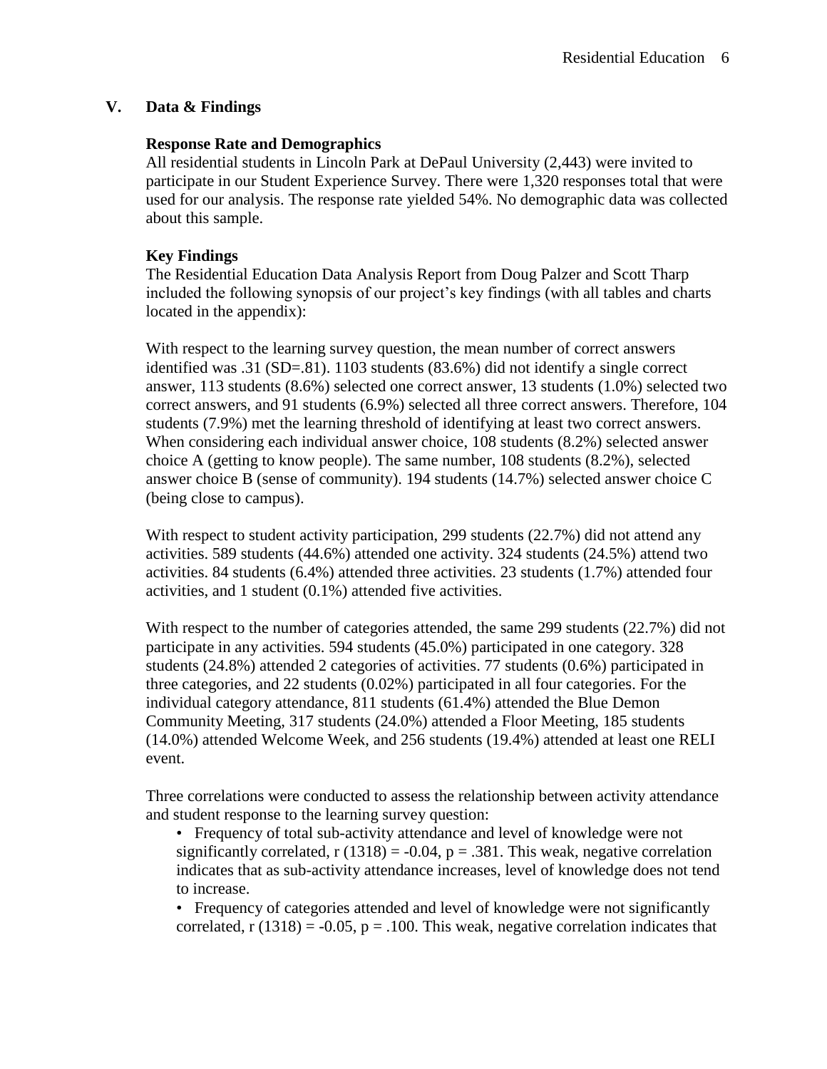## V. Data & Findings

### Response Rate and Demographics

All residential students in Lincoln Park at DePaul University (2,443) were invited to participate in our Student Experience Survey. There were 1,320 responses total that were used for our analysis. The response rate yielded 54%. No demographic data was collected about this sample.

### Key Findings

The Residential Education Data Analysis Report from Doug Palzer and Scott Tharp included the following synopsis of our project's key findings (with all tables and charts located in the appendix):

With respect to the learning survey question, the mean number of correct answers identified was .31 (SD=.81). 1103 students (83.6%) did not identify a single correct answer, 113 students (8.6%) selected one correct answer, 13 students (1.0%) selected two correct answers, and 91 students (6.9%) selected all three correct answers. Therefore, 104 students (7.9%) met the learning threshold of identifying at least two correct answers. When considering each individual answer choice, 108 students (8.2%) selected answer choice A (getting to know people). The same number, 108 students (8.2%), selected answer choice B (sense of community). 194 students (14.7%) selected answer choice C (being close to campus).

With respect to student activity participation, 299 students (22.7%) did not attend any activities. 589 students (44.6%) attended one activity. 324 students (24.5%) attend two activities. 84 students (6.4%) attended three activities. 23 students (1.7%) attended four activities, and 1 student (0.1%) attended five activities.

With respect to the number of categories attended, the same 299 students (22.7%) did not participate in any activities. 594 students (45.0%) participated in one category. 328 students (24.8%) attended 2 categories of activities. 77 students (0.6%) participated in three categories, and 22 students (0.02%) participated in all four categories. For the individual category attendance, 811 students (61.4%) attended the Blue Demon Community Meeting, 317 students (24.0%) attended a Floor Meeting, 185 students (14.0%) attended Welcome Week, and 256 students (19.4%) attended at least one RELI event.

Three correlations were conducted to assess the relationship between activity attendance and student response to the learning survey question:

- Frequency of total sub-activity attendance and level of knowledge were not significantly correlated, $r\ (1318) = -0.04$, $p = .381$. This weak, negative correlation indicates that as sub-activity attendance increases, level of knowledge does not tend to increase.
- Frequency of categories attended and level of knowledge were not significantly correlated, $r\ (1318) = -0.05$, $p = .100$. This weak, negative correlation indicates that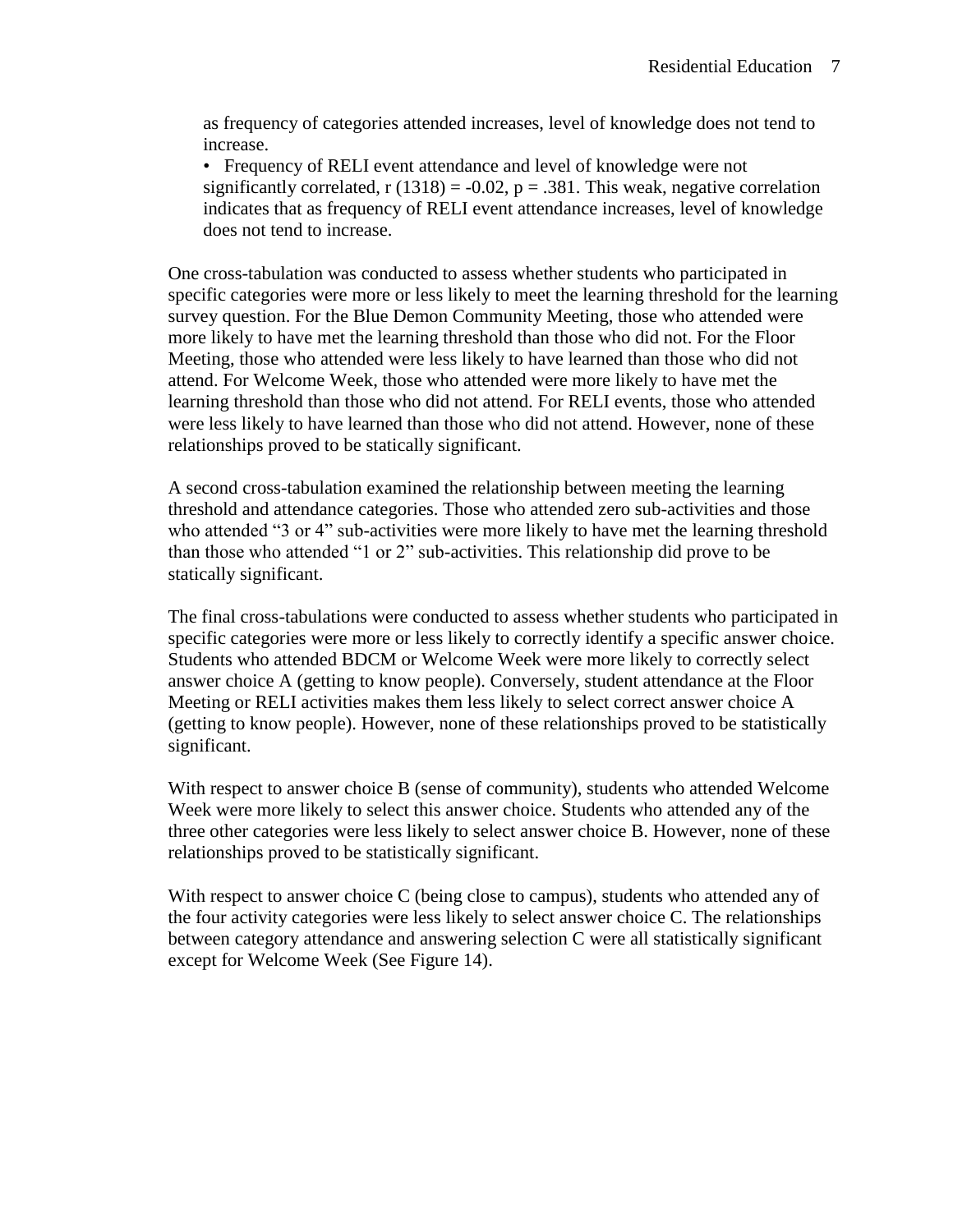as frequency of categories attended increases, level of knowledge does not tend to increase.

- Frequency of RELI event attendance and level of knowledge were not significantly correlated, $r(1318) = -0.02$, $p = .381$. This weak, negative correlation indicates that as frequency of RELI event attendance increases, level of knowledge does not tend to increase.

One cross-tabulation was conducted to assess whether students who participated in specific categories were more or less likely to meet the learning threshold for the learning survey question. For the Blue Demon Community Meeting, those who attended were more likely to have met the learning threshold than those who did not. For the Floor Meeting, those who attended were less likely to have learned than those who did not attend. For Welcome Week, those who attended were more likely to have met the learning threshold than those who did not attend. For RELI events, those who attended were less likely to have learned than those who did not attend. However, none of these relationships proved to be statically significant.

A second cross-tabulation examined the relationship between meeting the learning threshold and attendance categories. Those who attended zero sub-activities and those who attended "3 or 4" sub-activities were more likely to have met the learning threshold than those who attended "1 or 2" sub-activities. This relationship did prove to be statically significant.

The final cross-tabulations were conducted to assess whether students who participated in specific categories were more or less likely to correctly identify a specific answer choice. Students who attended BDCM or Welcome Week were more likely to correctly select answer choice A (getting to know people). Conversely, student attendance at the Floor Meeting or RELI activities makes them less likely to select correct answer choice A (getting to know people). However, none of these relationships proved to be statistically significant.

With respect to answer choice B (sense of community), students who attended Welcome Week were more likely to select this answer choice. Students who attended any of the three other categories were less likely to select answer choice B. However, none of these relationships proved to be statistically significant.

With respect to answer choice C (being close to campus), students who attended any of the four activity categories were less likely to select answer choice C. The relationships between category attendance and answering selection C were all statistically significant except for Welcome Week (See Figure 14).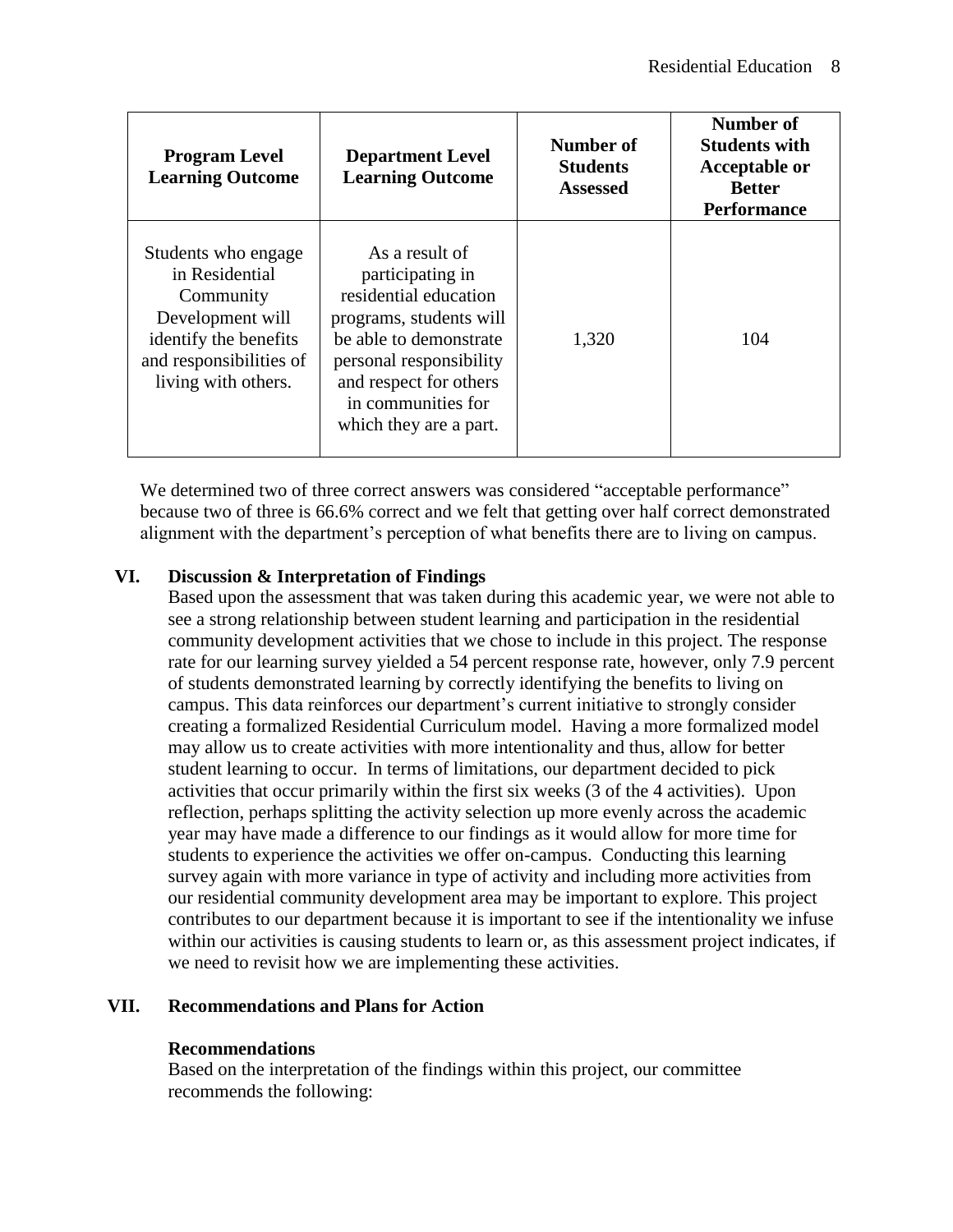| Program Level Learning Outcome | Department Level Learning Outcome | Number of Students Assessed | Number of Students with Acceptable or Better Performance |
|---|---|---|---|
| Students who engage in Residential Community Development will identify the benefits and responsibilities of living with others. | As a result of participating in residential education programs, students will be able to demonstrate personal responsibility and respect for others in communities for which they are a part. | 1,320 | 104 |

We determined two of three correct answers was considered "acceptable performance" because two of three is 66.6% correct and we felt that getting over half correct demonstrated alignment with the department's perception of what benefits there are to living on campus.

## VI. Discussion & Interpretation of Findings

Based upon the assessment that was taken during this academic year, we were not able to see a strong relationship between student learning and participation in the residential community development activities that we chose to include in this project. The response rate for our learning survey yielded a 54 percent response rate, however, only 7.9 percent of students demonstrated learning by correctly identifying the benefits to living on campus. This data reinforces our department's current initiative to strongly consider creating a formalized Residential Curriculum model. Having a more formalized model may allow us to create activities with more intentionality and thus, allow for better student learning to occur. In terms of limitations, our department decided to pick activities that occur primarily within the first six weeks (3 of the 4 activities). Upon reflection, perhaps splitting the activity selection up more evenly across the academic year may have made a difference to our findings as it would allow for more time for students to experience the activities we offer on-campus. Conducting this learning survey again with more variance in type of activity and including more activities from our residential community development area may be important to explore. This project contributes to our department because it is important to see if the intentionality we infuse within our activities is causing students to learn or, as this assessment project indicates, if we need to revisit how we are implementing these activities.

## VII. Recommendations and Plans for Action

### Recommendations

Based on the interpretation of the findings within this project, our committee recommends the following: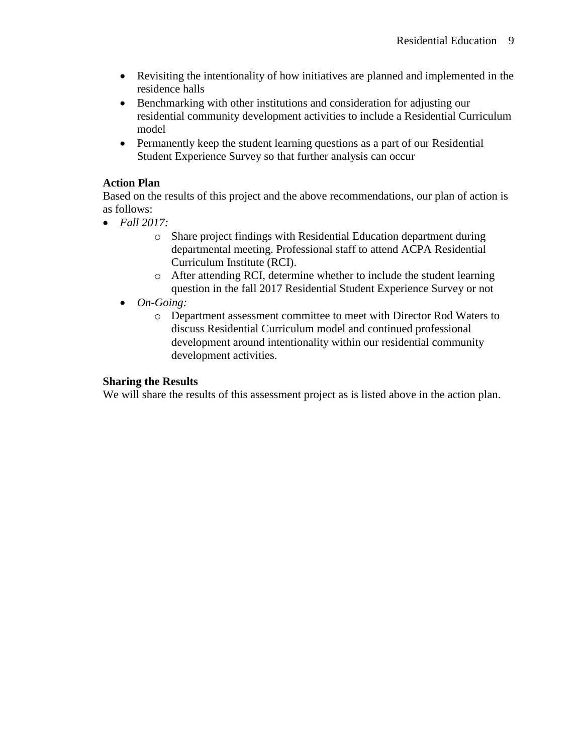- Revisiting the intentionality of how initiatives are planned and implemented in the residence halls
- Benchmarking with other institutions and consideration for adjusting our residential community development activities to include a Residential Curriculum model
- Permanently keep the student learning questions as a part of our Residential Student Experience Survey so that further analysis can occur

**Action Plan**

Based on the results of this project and the above recommendations, our plan of action is as follows:

- *Fall 2017:*
  - Share project findings with Residential Education department during departmental meeting. Professional staff to attend ACPA Residential Curriculum Institute (RCI).
  - After attending RCI, determine whether to include the student learning question in the fall 2017 Residential Student Experience Survey or not
- *On-Going:*
  - Department assessment committee to meet with Director Rod Waters to discuss Residential Curriculum model and continued professional development around intentionality within our residential community development activities.

**Sharing the Results**

We will share the results of this assessment project as is listed above in the action plan.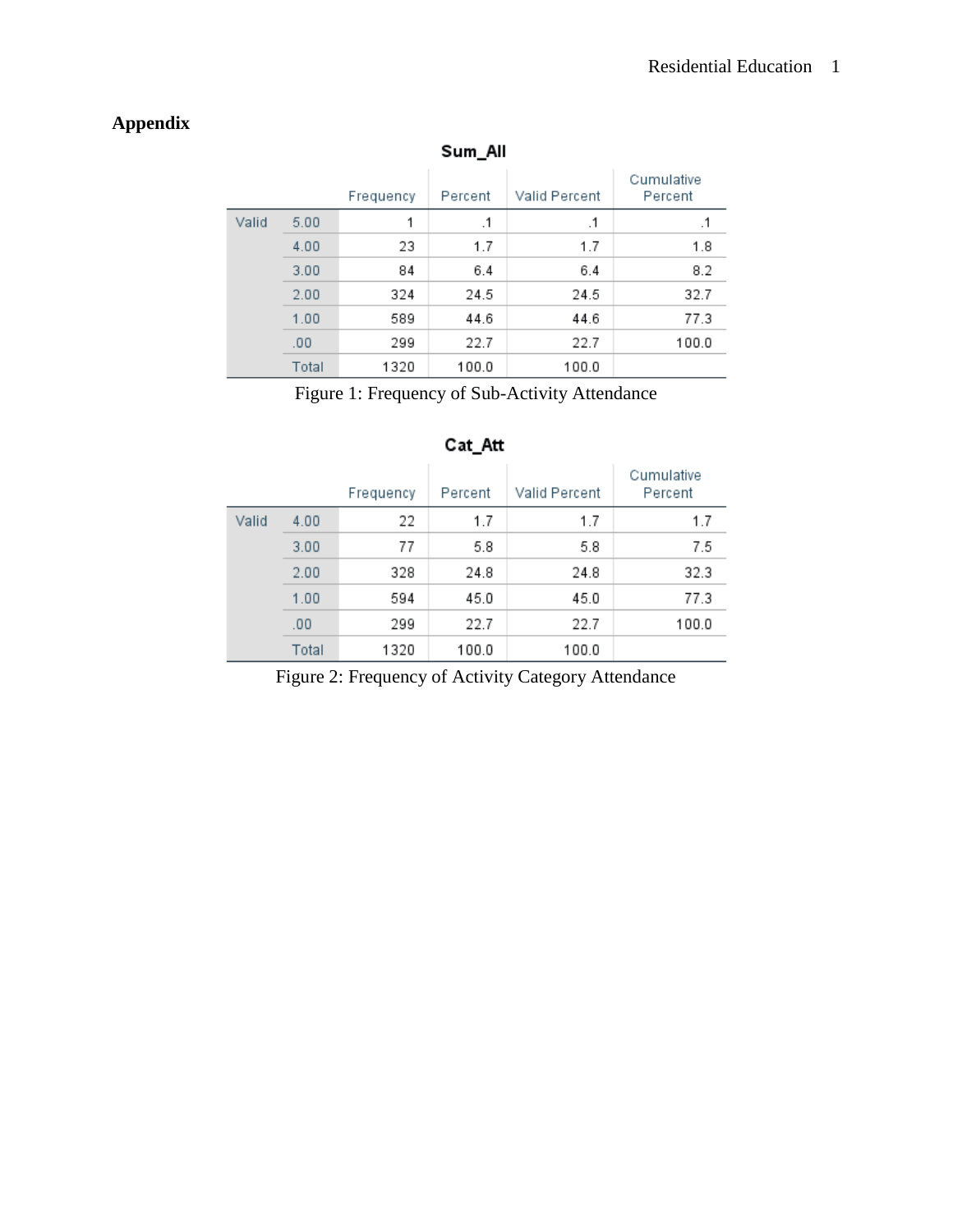**Appendix**

**Sum_All**

| | | Frequency | Percent | Valid Percent | Cumulative Percent |
|---|---|---|---|---|---|
| Valid | 5.00 | 1 | .1 | .1 | .1 |
| | 4.00 | 23 | 1.7 | 1.7 | 1.8 |
| | 3.00 | 84 | 6.4 | 6.4 | 8.2 |
| | 2.00 | 324 | 24.5 | 24.5 | 32.7 |
| | 1.00 | 589 | 44.6 | 44.6 | 77.3 |
| | .00 | 299 | 22.7 | 22.7 | 100.0 |
| | Total | 1320 | 100.0 | 100.0 | |

Figure 1: Frequency of Sub-Activity Attendance

**Cat_Att**

| | | Frequency | Percent | Valid Percent | Cumulative Percent |
|---|---|---|---|---|---|
| Valid | 4.00 | 22 | 1.7 | 1.7 | 1.7 |
| | 3.00 | 77 | 5.8 | 5.8 | 7.5 |
| | 2.00 | 328 | 24.8 | 24.8 | 32.3 |
| | 1.00 | 594 | 45.0 | 45.0 | 77.3 |
| | .00 | 299 | 22.7 | 22.7 | 100.0 |
| | Total | 1320 | 100.0 | 100.0 | |

Figure 2: Frequency of Activity Category Attendance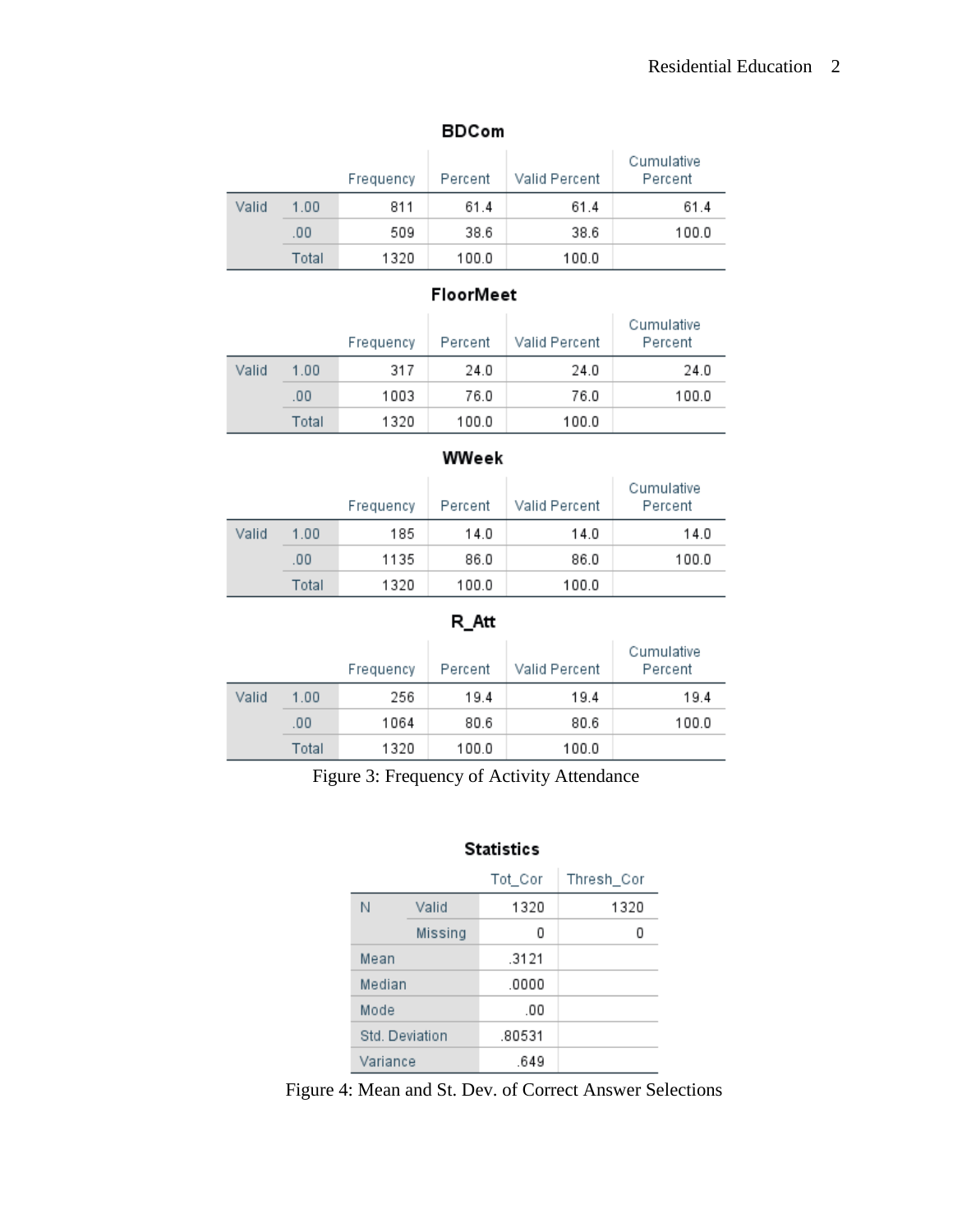**BDCom**

| | | Frequency | Percent | Valid Percent | Cumulative Percent |
|---|---|---|---|---|---|
| Valid | 1.00 | 811 | 61.4 | 61.4 | 61.4 |
| | .00 | 509 | 38.6 | 38.6 | 100.0 |
| | Total | 1320 | 100.0 | 100.0 | |

**FloorMeet**

| | | Frequency | Percent | Valid Percent | Cumulative Percent |
|---|---|---|---|---|---|
| Valid | 1.00 | 317 | 24.0 | 24.0 | 24.0 |
| | .00 | 1003 | 76.0 | 76.0 | 100.0 |
| | Total | 1320 | 100.0 | 100.0 | |

**WWeek**

| | | Frequency | Percent | Valid Percent | Cumulative Percent |
|---|---|---|---|---|---|
| Valid | 1.00 | 185 | 14.0 | 14.0 | 14.0 |
| | .00 | 1135 | 86.0 | 86.0 | 100.0 |
| | Total | 1320 | 100.0 | 100.0 | |

**R_Att**

| | | Frequency | Percent | Valid Percent | Cumulative Percent |
|---|---|---|---|---|---|
| Valid | 1.00 | 256 | 19.4 | 19.4 | 19.4 |
| | .00 | 1064 | 80.6 | 80.6 | 100.0 |
| | Total | 1320 | 100.0 | 100.0 | |

Figure 3: Frequency of Activity Attendance

**Statistics**

| | | Tot_Cor | Thresh_Cor |
|---|---|---|---|
| N | Valid | 1320 | 1320 |
| | Missing | 0 | 0 |
| Mean | | .3121 | |
| Median | | .0000 | |
| Mode | | .00 | |
| Std. Deviation | | .80531 | |
| Variance | | .649 | |

Figure 4: Mean and St. Dev. of Correct Answer Selections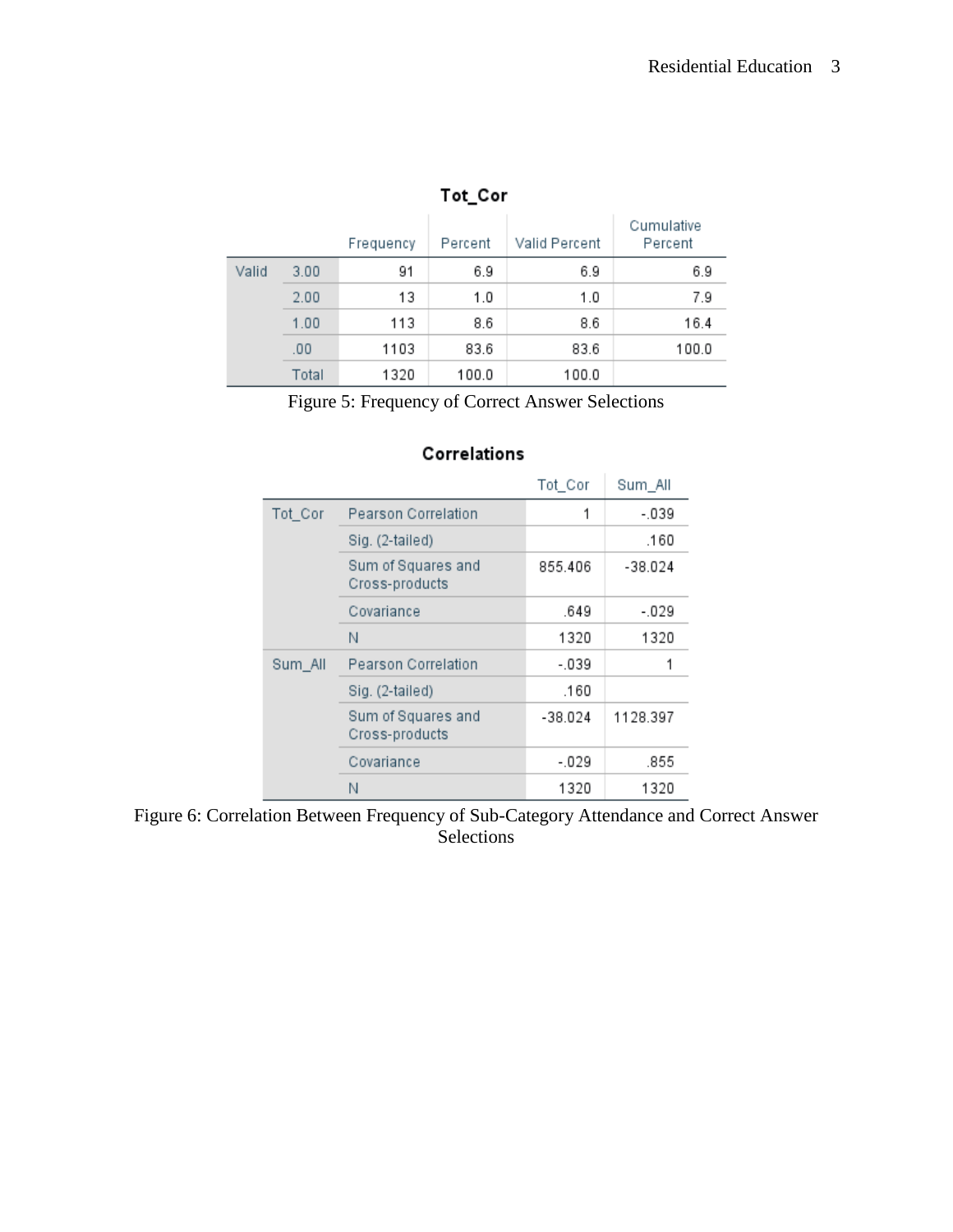**Tot_Cor**

| | | Frequency | Percent | Valid Percent | Cumulative Percent |
|---|---|---|---|---|---|
| Valid | 3.00 | 91 | 6.9 | 6.9 | 6.9 |
| | 2.00 | 13 | 1.0 | 1.0 | 7.9 |
| | 1.00 | 113 | 8.6 | 8.6 | 16.4 |
| | .00 | 1103 | 83.6 | 83.6 | 100.0 |
| | Total | 1320 | 100.0 | 100.0 | |

Figure 5: Frequency of Correct Answer Selections

**Correlations**

| | | Tot_Cor | Sum_All |
|---|---|---|---|
| Tot_Cor | Pearson Correlation | 1 | -.039 |
| | Sig. (2-tailed) | | .160 |
| | Sum of Squares and Cross-products | 855.406 | -38.024 |
| | Covariance | .649 | -.029 |
| | N | 1320 | 1320 |
| Sum_All | Pearson Correlation | -.039 | 1 |
| | Sig. (2-tailed) | .160 | |
| | Sum of Squares and Cross-products | -38.024 | 1128.397 |
| | Covariance | -.029 | .855 |
| | N | 1320 | 1320 |

Figure 6: Correlation Between Frequency of Sub-Category Attendance and Correct Answer Selections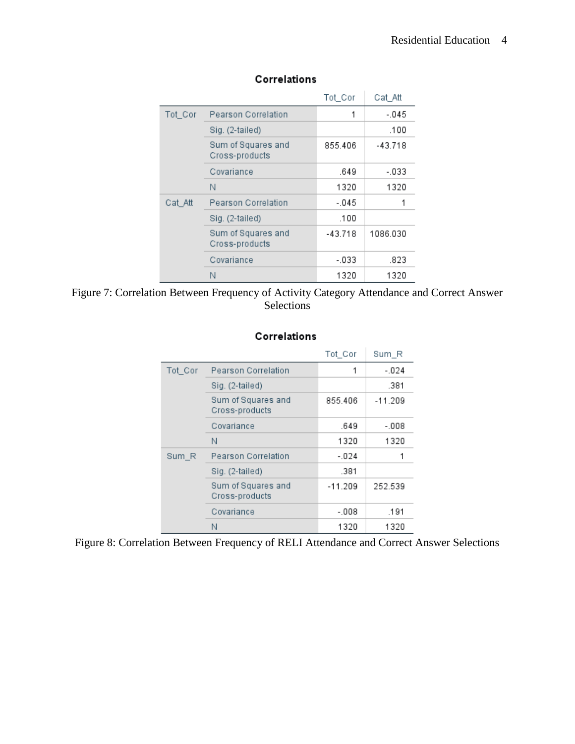**Correlations**

| | | Tot_Cor | Cat_Att |
|---|---|---|---|
| Tot_Cor | Pearson Correlation | 1 | -.045 |
| | Sig. (2-tailed) | | .100 |
| | Sum of Squares and Cross-products | 855.406 | -43.718 |
| | Covariance | .649 | -.033 |
| | N | 1320 | 1320 |
| Cat_Att | Pearson Correlation | -.045 | 1 |
| | Sig. (2-tailed) | .100 | |
| | Sum of Squares and Cross-products | -43.718 | 1086.030 |
| | Covariance | -.033 | .823 |
| | N | 1320 | 1320 |

Figure 7: Correlation Between Frequency of Activity Category Attendance and Correct Answer Selections

**Correlations**

| | | Tot_Cor | Sum_R |
|---|---|---|---|
| Tot_Cor | Pearson Correlation | 1 | -.024 |
| | Sig. (2-tailed) | | .381 |
| | Sum of Squares and Cross-products | 855.406 | -11.209 |
| | Covariance | .649 | -.008 |
| | N | 1320 | 1320 |
| Sum_R | Pearson Correlation | -.024 | 1 |
| | Sig. (2-tailed) | .381 | |
| | Sum of Squares and Cross-products | -11.209 | 252.539 |
| | Covariance | -.008 | .191 |
| | N | 1320 | 1320 |

Figure 8: Correlation Between Frequency of RELI Attendance and Correct Answer Selections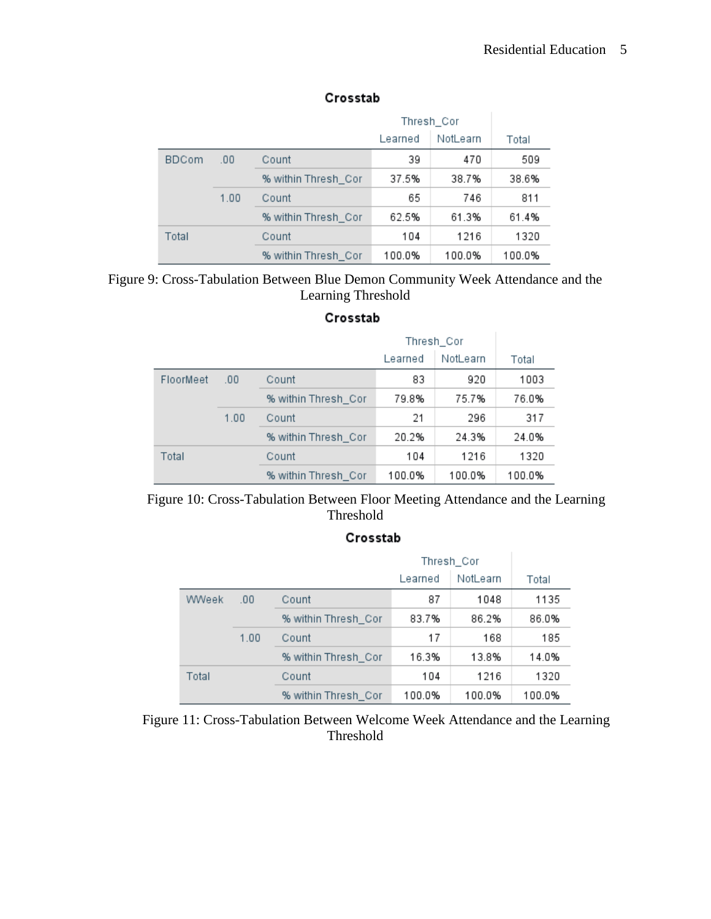**Crosstab**

| | | | Thresh_Cor | | |
|---|---|---|---|---|---|
| | | | Learned | NotLearn | Total |
| BDCom | .00 | Count | 39 | 470 | 509 |
| | | % within Thresh_Cor | 37.5% | 38.7% | 38.6% |
| | 1.00 | Count | 65 | 746 | 811 |
| | | % within Thresh_Cor | 62.5% | 61.3% | 61.4% |
| Total | | Count | 104 | 1216 | 1320 |
| | | % within Thresh_Cor | 100.0% | 100.0% | 100.0% |

Figure 9: Cross-Tabulation Between Blue Demon Community Week Attendance and the Learning Threshold

**Crosstab**

| | | | Thresh_Cor | | |
|---|---|---|---|---|---|
| | | | Learned | NotLearn | Total |
| FloorMeet | .00 | Count | 83 | 920 | 1003 |
| | | % within Thresh_Cor | 79.8% | 75.7% | 76.0% |
| | 1.00 | Count | 21 | 296 | 317 |
| | | % within Thresh_Cor | 20.2% | 24.3% | 24.0% |
| Total | | Count | 104 | 1216 | 1320 |
| | | % within Thresh_Cor | 100.0% | 100.0% | 100.0% |

Figure 10: Cross-Tabulation Between Floor Meeting Attendance and the Learning Threshold

**Crosstab**

| | | | Thresh_Cor | | |
|---|---|---|---|---|---|
| | | | Learned | NotLearn | Total |
| WWeek | .00 | Count | 87 | 1048 | 1135 |
| | | % within Thresh_Cor | 83.7% | 86.2% | 86.0% |
| | 1.00 | Count | 17 | 168 | 185 |
| | | % within Thresh_Cor | 16.3% | 13.8% | 14.0% |
| Total | | Count | 104 | 1216 | 1320 |
| | | % within Thresh_Cor | 100.0% | 100.0% | 100.0% |

Figure 11: Cross-Tabulation Between Welcome Week Attendance and the Learning Threshold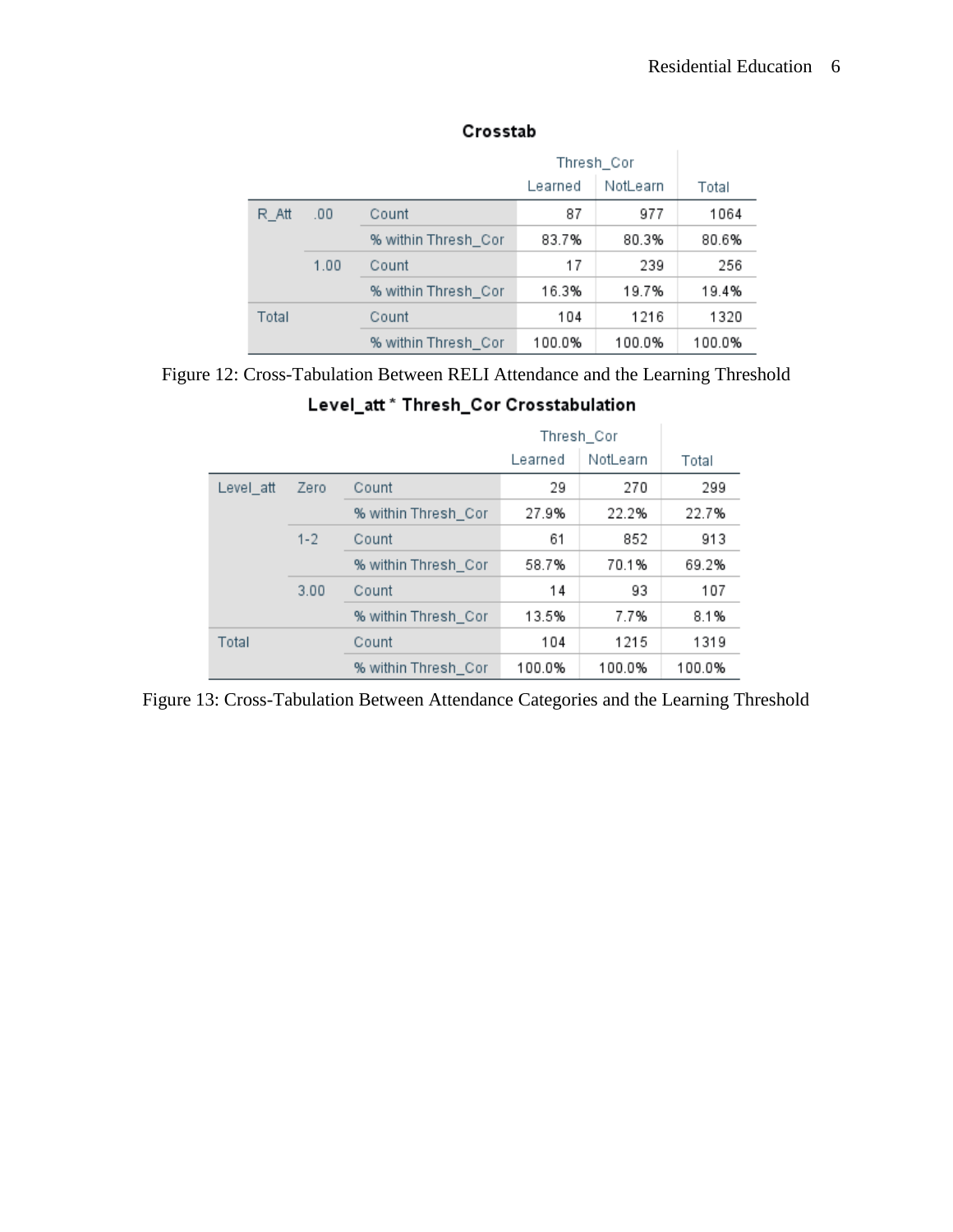**Crosstab**

| | | | Thresh_Cor | | |
|---|---|---|---|---|---|
| | | | Learned | NotLearn | Total |
| R_Att | .00 | Count | 87 | 977 | 1064 |
| | | % within Thresh_Cor | 83.7% | 80.3% | 80.6% |
| | 1.00 | Count | 17 | 239 | 256 |
| | | % within Thresh_Cor | 16.3% | 19.7% | 19.4% |
| Total | | Count | 104 | 1216 | 1320 |
| | | % within Thresh_Cor | 100.0% | 100.0% | 100.0% |

Figure 12: Cross-Tabulation Between RELI Attendance and the Learning Threshold

**Level_att * Thresh_Cor Crosstabulation**

| | | | Thresh_Cor | | |
|---|---|---|---|---|---|
| | | | Learned | NotLearn | Total |
| Level_att | Zero | Count | 29 | 270 | 299 |
| | | % within Thresh_Cor | 27.9% | 22.2% | 22.7% |
| | 1-2 | Count | 61 | 852 | 913 |
| | | % within Thresh_Cor | 58.7% | 70.1% | 69.2% |
| | 3.00 | Count | 14 | 93 | 107 |
| | | % within Thresh_Cor | 13.5% | 7.7% | 8.1% |
| Total | | Count | 104 | 1215 | 1319 |
| | | % within Thresh_Cor | 100.0% | 100.0% | 100.0% |

Figure 13: Cross-Tabulation Between Attendance Categories and the Learning Threshold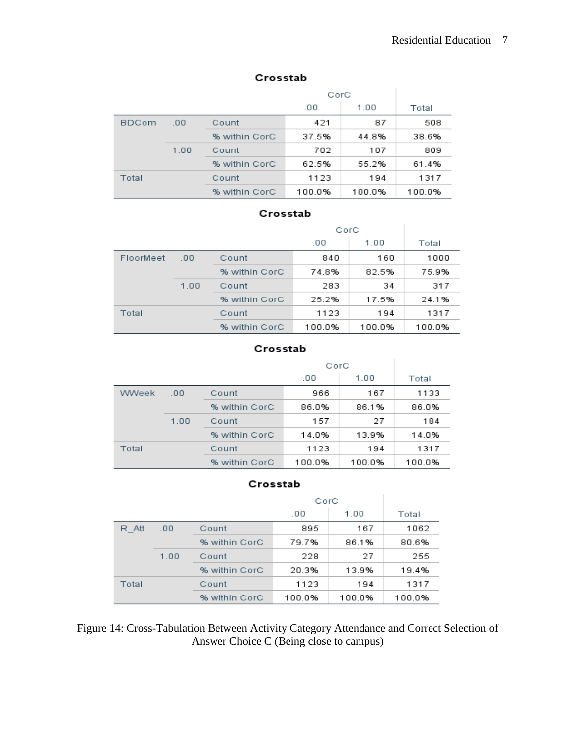**Crosstab**

| | | | CorC | | |
|---|---|---|---|---|---|
| | | | .00 | 1.00 | Total |
| BDCom | .00 | Count | 421 | 87 | 508 |
| | | % within CorC | 37.5% | 44.8% | 38.6% |
| | 1.00 | Count | 702 | 107 | 809 |
| | | % within CorC | 62.5% | 55.2% | 61.4% |
| Total | | Count | 1123 | 194 | 1317 |
| | | % within CorC | 100.0% | 100.0% | 100.0% |

**Crosstab**

| | | | CorC | | |
|---|---|---|---|---|---|
| | | | .00 | 1.00 | Total |
| FloorMeet | .00 | Count | 840 | 160 | 1000 |
| | | % within CorC | 74.8% | 82.5% | 75.9% |
| | 1.00 | Count | 283 | 34 | 317 |
| | | % within CorC | 25.2% | 17.5% | 24.1% |
| Total | | Count | 1123 | 194 | 1317 |
| | | % within CorC | 100.0% | 100.0% | 100.0% |

**Crosstab**

| | | | CorC | | |
|---|---|---|---|---|---|
| | | | .00 | 1.00 | Total |
| WWeek | .00 | Count | 966 | 167 | 1133 |
| | | % within CorC | 86.0% | 86.1% | 86.0% |
| | 1.00 | Count | 157 | 27 | 184 |
| | | % within CorC | 14.0% | 13.9% | 14.0% |
| Total | | Count | 1123 | 194 | 1317 |
| | | % within CorC | 100.0% | 100.0% | 100.0% |

**Crosstab**

| | | | CorC | | |
|---|---|---|---|---|---|
| | | | .00 | 1.00 | Total |
| R_Att | .00 | Count | 895 | 167 | 1062 |
| | | % within CorC | 79.7% | 86.1% | 80.6% |
| | 1.00 | Count | 228 | 27 | 255 |
| | | % within CorC | 20.3% | 13.9% | 19.4% |
| Total | | Count | 1123 | 194 | 1317 |
| | | % within CorC | 100.0% | 100.0% | 100.0% |

Figure 14: Cross-Tabulation Between Activity Category Attendance and Correct Selection of Answer Choice C (Being close to campus)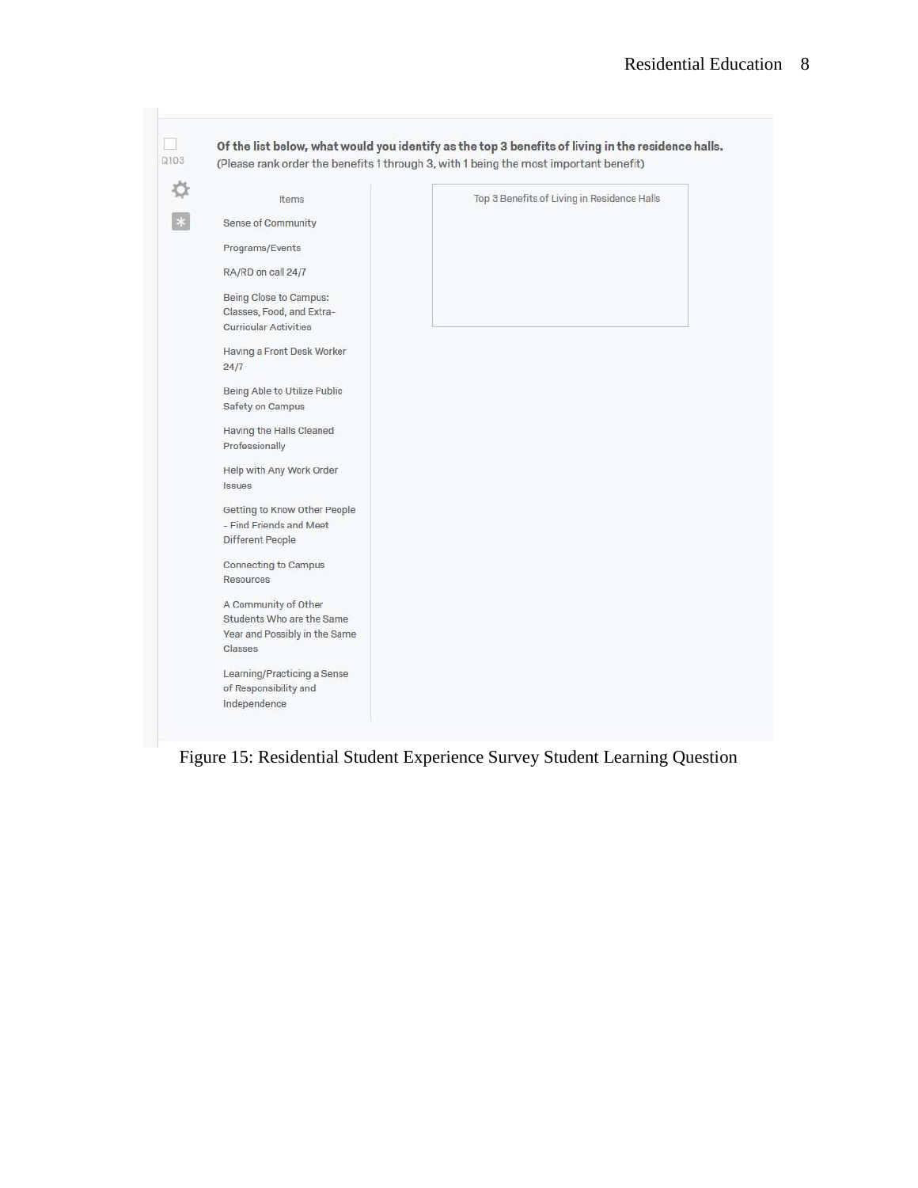Q103

**Of the list below, what would you identify as the top 3 benefits of living in the residence halls.**
(Please rank order the benefits 1 through 3, with 1 being the most important benefit)

Items

- Sense of Community
- Programs/Events
- RA/RD on call 24/7
- Being Close to Campus: Classes, Food, and Extra-Curricular Activities
- Having a Front Desk Worker 24/7
- Being Able to Utilize Public Safety on Campus
- Having the Halls Cleaned Professionally
- Help with Any Work Order Issues
- Getting to Know Other People - Find Friends and Meet Different People
- Connecting to Campus Resources
- A Community of Other Students Who are the Same Year and Possibly in the Same Classes
- Learning/Practicing a Sense of Responsibility and Independence

Top 3 Benefits of Living in Residence Halls

Figure 15: Residential Student Experience Survey Student Learning Question